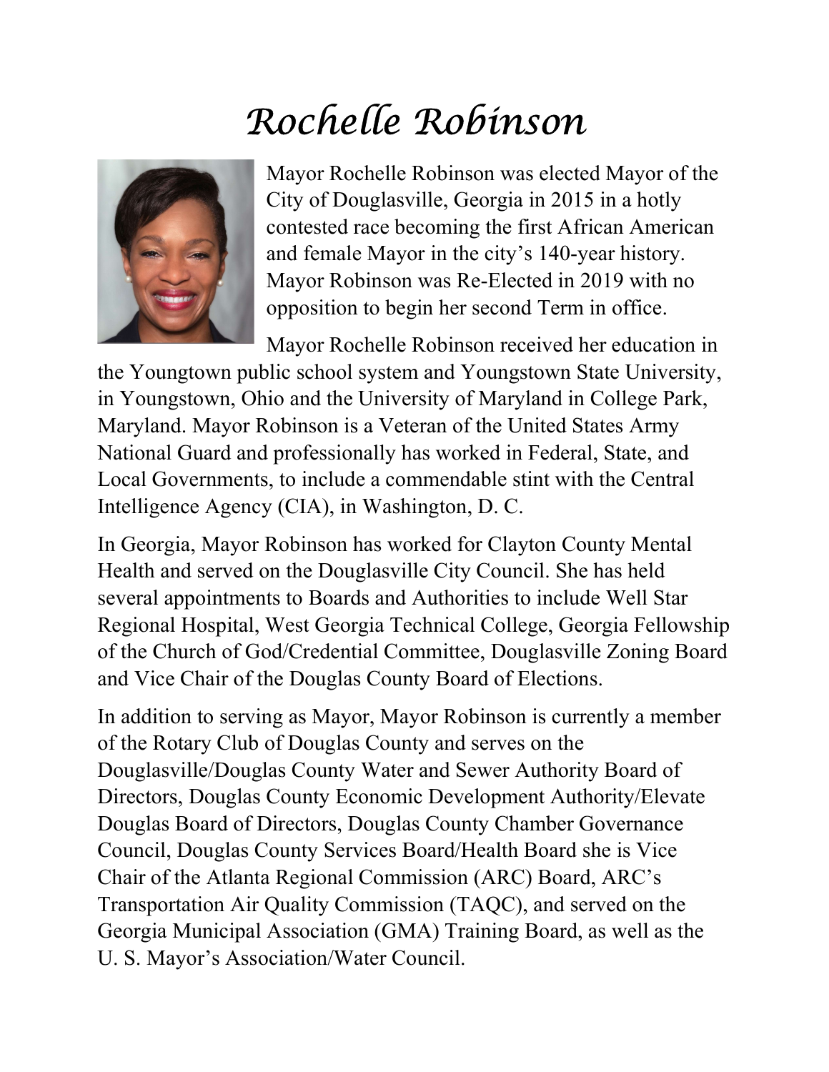# Rochelle Robinson

Mayor Rochelle Robinson was elected Mayor of the City of Douglasville, Georgia in 2015 in a hotly contested race becoming the first African American and female Mayor in the city's 140-year history. Mayor Robinson was Re-Elected in 2019 with no opposition to begin her second Term in office.

Mayor Rochelle Robinson received her education in the Youngtown public school system and Youngstown State University, in Youngstown, Ohio and the University of Maryland in College Park, Maryland. Mayor Robinson is a Veteran of the United States Army National Guard and professionally has worked in Federal, State, and Local Governments, to include a commendable stint with the Central Intelligence Agency (CIA), in Washington, D. C.

In Georgia, Mayor Robinson has worked for Clayton County Mental Health and served on the Douglasville City Council. She has held several appointments to Boards and Authorities to include Well Star Regional Hospital, West Georgia Technical College, Georgia Fellowship of the Church of God/Credential Committee, Douglasville Zoning Board and Vice Chair of the Douglas County Board of Elections.

In addition to serving as Mayor, Mayor Robinson is currently a member of the Rotary Club of Douglas County and serves on the Douglasville/Douglas County Water and Sewer Authority Board of Directors, Douglas County Economic Development Authority/Elevate Douglas Board of Directors, Douglas County Chamber Governance Council, Douglas County Services Board/Health Board she is Vice Chair of the Atlanta Regional Commission (ARC) Board, ARC's Transportation Air Quality Commission (TAQC), and served on the Georgia Municipal Association (GMA) Training Board, as well as the U. S. Mayor's Association/Water Council.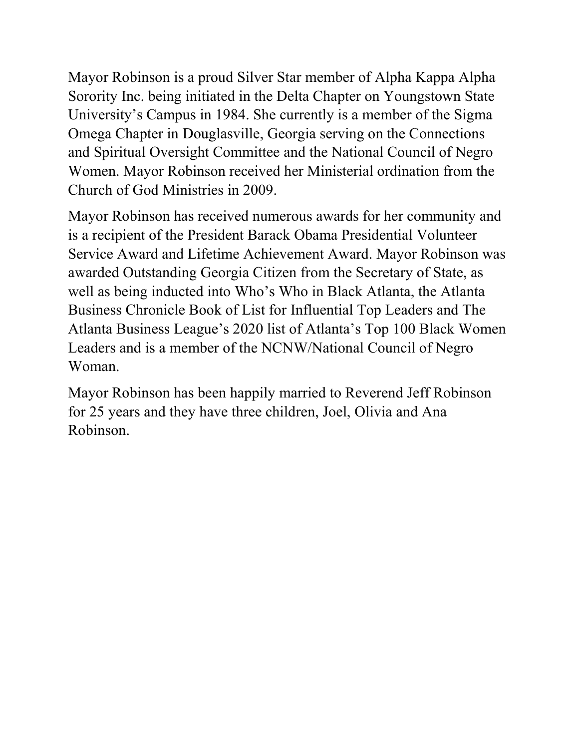Mayor Robinson is a proud Silver Star member of Alpha Kappa Alpha Sorority Inc. being initiated in the Delta Chapter on Youngstown State University's Campus in 1984. She currently is a member of the Sigma Omega Chapter in Douglasville, Georgia serving on the Connections and Spiritual Oversight Committee and the National Council of Negro Women. Mayor Robinson received her Ministerial ordination from the Church of God Ministries in 2009.

Mayor Robinson has received numerous awards for her community and is a recipient of the President Barack Obama Presidential Volunteer Service Award and Lifetime Achievement Award. Mayor Robinson was awarded Outstanding Georgia Citizen from the Secretary of State, as well as being inducted into Who's Who in Black Atlanta, the Atlanta Business Chronicle Book of List for Influential Top Leaders and The Atlanta Business League's 2020 list of Atlanta's Top 100 Black Women Leaders and is a member of the NCNW/National Council of Negro Woman.

Mayor Robinson has been happily married to Reverend Jeff Robinson for 25 years and they have three children, Joel, Olivia and Ana Robinson.